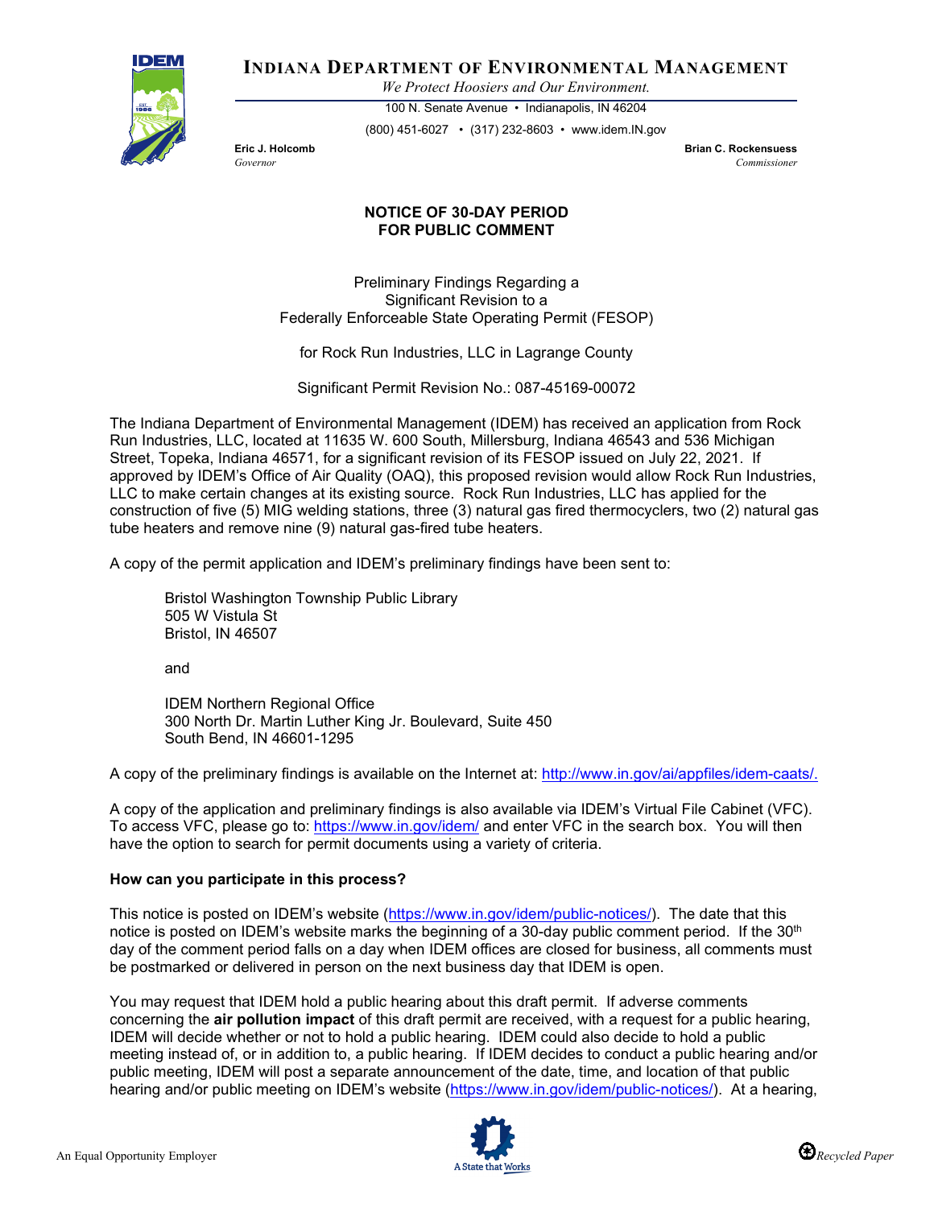**INDIANA DEPARTMENT OF ENVIRONMENTAL MANAGEMENT**

*We Protect Hoosiers and Our Environment.*

100 N. Senate Avenue • Indianapolis, IN 46204

(800) 451-6027 • (317) 232-8603 • www.idem.IN.gov

**Eric J. Holcomb**
*Governor*

**Brian C. Rockensuess**
*Commissioner*

## NOTICE OF 30-DAY PERIOD FOR PUBLIC COMMENT

Preliminary Findings Regarding a
Significant Revision to a
Federally Enforceable State Operating Permit (FESOP)

for Rock Run Industries, LLC in Lagrange County

Significant Permit Revision No.: 087-45169-00072

The Indiana Department of Environmental Management (IDEM) has received an application from Rock Run Industries, LLC, located at 11635 W. 600 South, Millersburg, Indiana 46543 and 536 Michigan Street, Topeka, Indiana 46571, for a significant revision of its FESOP issued on July 22, 2021. If approved by IDEM's Office of Air Quality (OAQ), this proposed revision would allow Rock Run Industries, LLC to make certain changes at its existing source. Rock Run Industries, LLC has applied for the construction of five (5) MIG welding stations, three (3) natural gas fired thermocyclers, two (2) natural gas tube heaters and remove nine (9) natural gas-fired tube heaters.

A copy of the permit application and IDEM's preliminary findings have been sent to:

Bristol Washington Township Public Library
505 W Vistula St
Bristol, IN 46507

and

IDEM Northern Regional Office
300 North Dr. Martin Luther King Jr. Boulevard, Suite 450
South Bend, IN 46601-1295

A copy of the preliminary findings is available on the Internet at: http://www.in.gov/ai/appfiles/idem-caats/.

A copy of the application and preliminary findings is also available via IDEM's Virtual File Cabinet (VFC). To access VFC, please go to: https://www.in.gov/idem/ and enter VFC in the search box. You will then have the option to search for permit documents using a variety of criteria.

**How can you participate in this process?**

This notice is posted on IDEM's website (https://www.in.gov/idem/public-notices/). The date that this notice is posted on IDEM's website marks the beginning of a 30-day public comment period. If the 30th day of the comment period falls on a day when IDEM offices are closed for business, all comments must be postmarked or delivered in person on the next business day that IDEM is open.

You may request that IDEM hold a public hearing about this draft permit. If adverse comments concerning the **air pollution impact** of this draft permit are received, with a request for a public hearing, IDEM will decide whether or not to hold a public hearing. IDEM could also decide to hold a public meeting instead of, or in addition to, a public hearing. If IDEM decides to conduct a public hearing and/or public meeting, IDEM will post a separate announcement of the date, time, and location of that public hearing and/or public meeting on IDEM's website (https://www.in.gov/idem/public-notices/). At a hearing,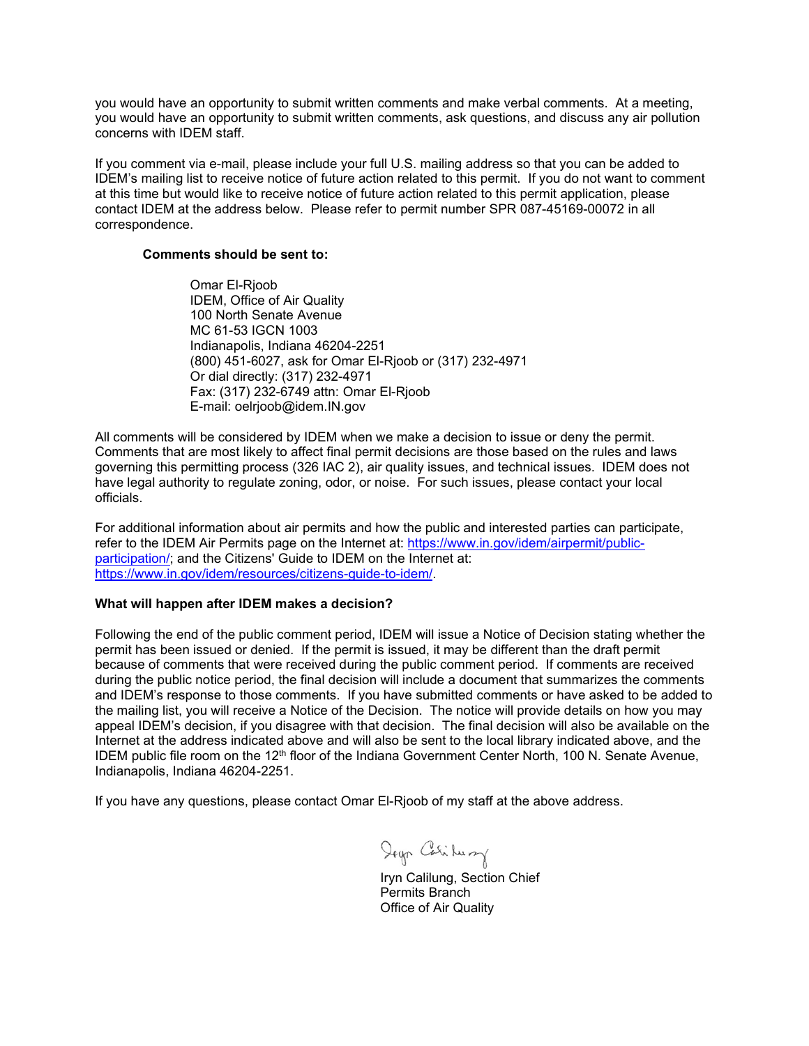you would have an opportunity to submit written comments and make verbal comments. At a meeting, you would have an opportunity to submit written comments, ask questions, and discuss any air pollution concerns with IDEM staff.

If you comment via e-mail, please include your full U.S. mailing address so that you can be added to IDEM's mailing list to receive notice of future action related to this permit. If you do not want to comment at this time but would like to receive notice of future action related to this permit application, please contact IDEM at the address below. Please refer to permit number SPR 087-45169-00072 in all correspondence.

**Comments should be sent to:**

Omar El-Rjoob
IDEM, Office of Air Quality
100 North Senate Avenue
MC 61-53 IGCN 1003
Indianapolis, Indiana 46204-2251
(800) 451-6027, ask for Omar El-Rjoob or (317) 232-4971
Or dial directly: (317) 232-4971
Fax: (317) 232-6749 attn: Omar El-Rjoob
E-mail: oelrjoob@idem.IN.gov

All comments will be considered by IDEM when we make a decision to issue or deny the permit. Comments that are most likely to affect final permit decisions are those based on the rules and laws governing this permitting process (326 IAC 2), air quality issues, and technical issues. IDEM does not have legal authority to regulate zoning, odor, or noise. For such issues, please contact your local officials.

For additional information about air permits and how the public and interested parties can participate, refer to the IDEM Air Permits page on the Internet at: https://www.in.gov/idem/airpermit/public-participation/; and the Citizens' Guide to IDEM on the Internet at: https://www.in.gov/idem/resources/citizens-guide-to-idem/.

**What will happen after IDEM makes a decision?**

Following the end of the public comment period, IDEM will issue a Notice of Decision stating whether the permit has been issued or denied. If the permit is issued, it may be different than the draft permit because of comments that were received during the public comment period. If comments are received during the public notice period, the final decision will include a document that summarizes the comments and IDEM's response to those comments. If you have submitted comments or have asked to be added to the mailing list, you will receive a Notice of the Decision. The notice will provide details on how you may appeal IDEM's decision, if you disagree with that decision. The final decision will also be available on the Internet at the address indicated above and will also be sent to the local library indicated above, and the IDEM public file room on the 12th floor of the Indiana Government Center North, 100 N. Senate Avenue, Indianapolis, Indiana 46204-2251.

If you have any questions, please contact Omar El-Rjoob of my staff at the above address.

Iryn Calilung, Section Chief
Permits Branch
Office of Air Quality